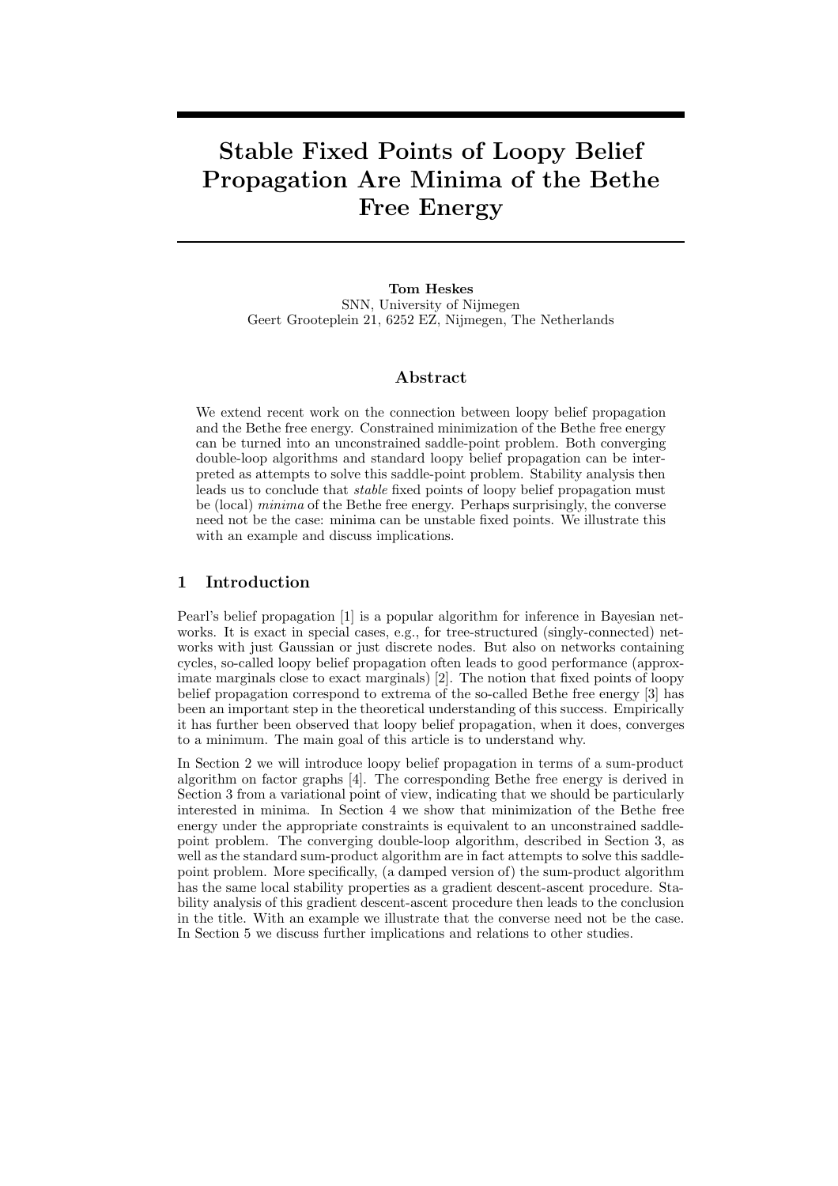# Stable Fixed Points of Loopy Belief Propagation Are Minima of the Bethe Free Energy

**Tom Heskes**
SNN, University of Nijmegen
Geert Grooteplein 21, 6252 EZ, Nijmegen, The Netherlands

## Abstract

We extend recent work on the connection between loopy belief propagation and the Bethe free energy. Constrained minimization of the Bethe free energy can be turned into an unconstrained saddle-point problem. Both converging double-loop algorithms and standard loopy belief propagation can be interpreted as attempts to solve this saddle-point problem. Stability analysis then leads us to conclude that *stable* fixed points of loopy belief propagation must be (local) *minima* of the Bethe free energy. Perhaps surprisingly, the converse need not be the case: minima can be unstable fixed points. We illustrate this with an example and discuss implications.

## 1 Introduction

Pearl's belief propagation [1] is a popular algorithm for inference in Bayesian networks. It is exact in special cases, e.g., for tree-structured (singly-connected) networks with just Gaussian or just discrete nodes. But also on networks containing cycles, so-called loopy belief propagation often leads to good performance (approximate marginals close to exact marginals) [2]. The notion that fixed points of loopy belief propagation correspond to extrema of the so-called Bethe free energy [3] has been an important step in the theoretical understanding of this success. Empirically it has further been observed that loopy belief propagation, when it does, converges to a minimum. The main goal of this article is to understand why.

In Section 2 we will introduce loopy belief propagation in terms of a sum-product algorithm on factor graphs [4]. The corresponding Bethe free energy is derived in Section 3 from a variational point of view, indicating that we should be particularly interested in minima. In Section 4 we show that minimization of the Bethe free energy under the appropriate constraints is equivalent to an unconstrained saddle-point problem. The converging double-loop algorithm, described in Section 3, as well as the standard sum-product algorithm are in fact attempts to solve this saddle-point problem. More specifically, (a damped version of) the sum-product algorithm has the same local stability properties as a gradient descent-ascent procedure. Stability analysis of this gradient descent-ascent procedure then leads to the conclusion in the title. With an example we illustrate that the converse need not be the case. In Section 5 we discuss further implications and relations to other studies.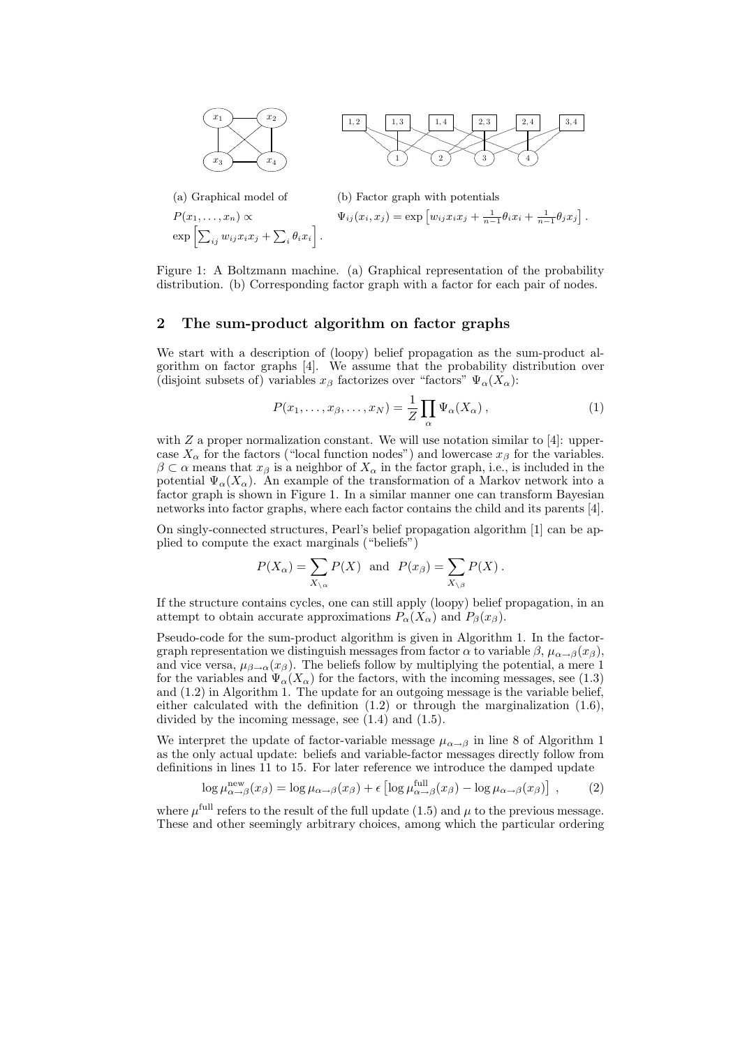(a) Graphical model of $P(x_1, \ldots, x_n) \propto \exp\left[\sum_{ij} w_{ij} x_i x_j + \sum_i \theta_i x_i\right]$.

(b) Factor graph with potentials $\Psi_{ij}(x_i, x_j) = \exp\left[w_{ij} x_i x_j + \frac{1}{n-1}\theta_i x_i + \frac{1}{n-1}\theta_j x_j\right]$.

Figure 1: A Boltzmann machine. (a) Graphical representation of the probability distribution. (b) Corresponding factor graph with a factor for each pair of nodes.

## 2 The sum-product algorithm on factor graphs

We start with a description of (loopy) belief propagation as the sum-product algorithm on factor graphs [4]. We assume that the probability distribution over (disjoint subsets of) variables $x_\beta$ factorizes over "factors" $\Psi_\alpha(X_\alpha)$:

$$P(x_1, \ldots, x_\beta, \ldots, x_N) = \frac{1}{Z} \prod_\alpha \Psi_\alpha(X_\alpha) \,, \tag{1}$$

with $Z$ a proper normalization constant. We will use notation similar to [4]: uppercase $X_\alpha$ for the factors ("local function nodes") and lowercase $x_\beta$ for the variables. $\beta \subset \alpha$ means that $x_\beta$ is a neighbor of $X_\alpha$ in the factor graph, i.e., is included in the potential $\Psi_\alpha(X_\alpha)$. An example of the transformation of a Markov network into a factor graph is shown in Figure 1. In a similar manner one can transform Bayesian networks into factor graphs, where each factor contains the child and its parents [4].

On singly-connected structures, Pearl's belief propagation algorithm [1] can be applied to compute the exact marginals ("beliefs")

$$P(X_\alpha) = \sum_{X_{\backslash \alpha}} P(X) \quad \text{and} \quad P(x_\beta) = \sum_{X_{\backslash \beta}} P(X) \,.$$

If the structure contains cycles, one can still apply (loopy) belief propagation, in an attempt to obtain accurate approximations $P_\alpha(X_\alpha)$ and $P_\beta(x_\beta)$.

Pseudo-code for the sum-product algorithm is given in Algorithm 1. In the factor-graph representation we distinguish messages from factor $\alpha$ to variable $\beta$, $\mu_{\alpha \to \beta}(x_\beta)$, and vice versa, $\mu_{\beta \to \alpha}(x_\beta)$. The beliefs follow by multiplying the potential, a mere 1 for the variables and $\Psi_\alpha(X_\alpha)$ for the factors, with the incoming messages, see (1.3) and (1.2) in Algorithm 1. The update for an outgoing message is the variable belief, either calculated with the definition (1.2) or through the marginalization (1.6), divided by the incoming message, see (1.4) and (1.5).

We interpret the update of factor-variable message $\mu_{\alpha \to \beta}$ in line 8 of Algorithm 1 as the only actual update: beliefs and variable-factor messages directly follow from definitions in lines 11 to 15. For later reference we introduce the damped update

$$\log \mu^{\text{new}}_{\alpha \to \beta}(x_\beta) = \log \mu_{\alpha \to \beta}(x_\beta) + \epsilon \left[\log \mu^{\text{full}}_{\alpha \to \beta}(x_\beta) - \log \mu_{\alpha \to \beta}(x_\beta)\right] \,, \tag{2}$$

where $\mu^{\text{full}}$ refers to the result of the full update (1.5) and $\mu$ to the previous message. These and other seemingly arbitrary choices, among which the particular ordering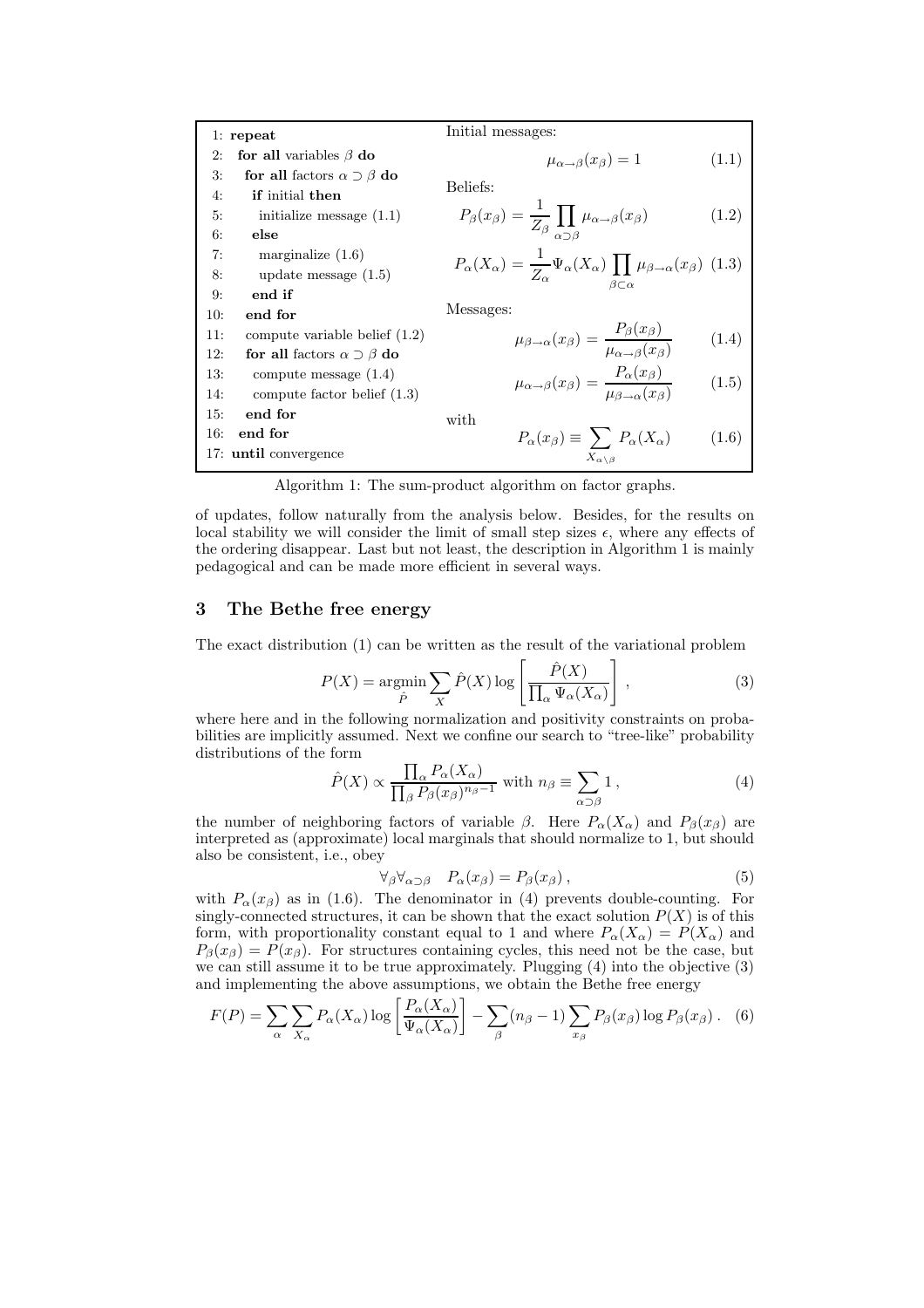```
1: repeat
2:   for all variables β do
3:     for all factors α ⊃ β do
4:       if initial then
5:         initialize message (1.1)
6:       else
7:         marginalize (1.6)
8:         update message (1.5)
9:       end if
10:    end for
11:    compute variable belief (1.2)
12:    for all factors α ⊃ β do
13:      compute message (1.4)
14:      compute factor belief (1.3)
15:    end for
16:  end for
17: until convergence
```

Initial messages:

$$\mu_{\alpha \to \beta}(x_\beta) = 1 \tag{1.1}$$

Beliefs:

$$P_\beta(x_\beta) = \frac{1}{Z_\beta} \prod_{\alpha \supset \beta} \mu_{\alpha \to \beta}(x_\beta) \tag{1.2}$$

$$P_\alpha(X_\alpha) = \frac{1}{Z_\alpha} \Psi_\alpha(X_\alpha) \prod_{\beta \subset \alpha} \mu_{\beta \to \alpha}(x_\beta) \tag{1.3}$$

Messages:

$$\mu_{\beta \to \alpha}(x_\beta) = \frac{P_\beta(x_\beta)}{\mu_{\alpha \to \beta}(x_\beta)} \tag{1.4}$$

$$\mu_{\alpha \to \beta}(x_\beta) = \frac{P_\alpha(x_\beta)}{\mu_{\beta \to \alpha}(x_\beta)} \tag{1.5}$$

with

$$P_\alpha(x_\beta) \equiv \sum_{X_{\alpha \setminus \beta}} P_\alpha(X_\alpha) \tag{1.6}$$

Algorithm 1: The sum-product algorithm on factor graphs.

of updates, follow naturally from the analysis below. Besides, for the results on local stability we will consider the limit of small step sizes $\epsilon$, where any effects of the ordering disappear. Last but not least, the description in Algorithm 1 is mainly pedagogical and can be made more efficient in several ways.

## 3 The Bethe free energy

The exact distribution (1) can be written as the result of the variational problem

$$P(X) = \underset{\hat{P}}{\operatorname{argmin}} \sum_X \hat{P}(X) \log \left[ \frac{\hat{P}(X)}{\prod_\alpha \Psi_\alpha(X_\alpha)} \right], \tag{3}$$

where here and in the following normalization and positivity constraints on probabilities are implicitly assumed. Next we confine our search to "tree-like" probability distributions of the form

$$\hat{P}(X) \propto \frac{\prod_\alpha P_\alpha(X_\alpha)}{\prod_\beta P_\beta(x_\beta)^{n_\beta - 1}} \text{ with } n_\beta \equiv \sum_{\alpha \supset \beta} 1, \tag{4}$$

the number of neighboring factors of variable $\beta$. Here $P_\alpha(X_\alpha)$ and $P_\beta(x_\beta)$ are interpreted as (approximate) local marginals that should normalize to 1, but should also be consistent, i.e., obey

$$\forall_\beta \forall_{\alpha \supset \beta} \quad P_\alpha(x_\beta) = P_\beta(x_\beta), \tag{5}$$

with $P_\alpha(x_\beta)$ as in (1.6). The denominator in (4) prevents double-counting. For singly-connected structures, it can be shown that the exact solution $P(X)$ is of this form, with proportionality constant equal to 1 and where $P_\alpha(X_\alpha) = P(X_\alpha)$ and $P_\beta(x_\beta) = P(x_\beta)$. For structures containing cycles, this need not be the case, but we can still assume it to be true approximately. Plugging (4) into the objective (3) and implementing the above assumptions, we obtain the Bethe free energy

$$F(P) = \sum_\alpha \sum_{X_\alpha} P_\alpha(X_\alpha) \log \left[ \frac{P_\alpha(X_\alpha)}{\Psi_\alpha(X_\alpha)} \right] - \sum_\beta (n_\beta - 1) \sum_{x_\beta} P_\beta(x_\beta) \log P_\beta(x_\beta). \tag{6}$$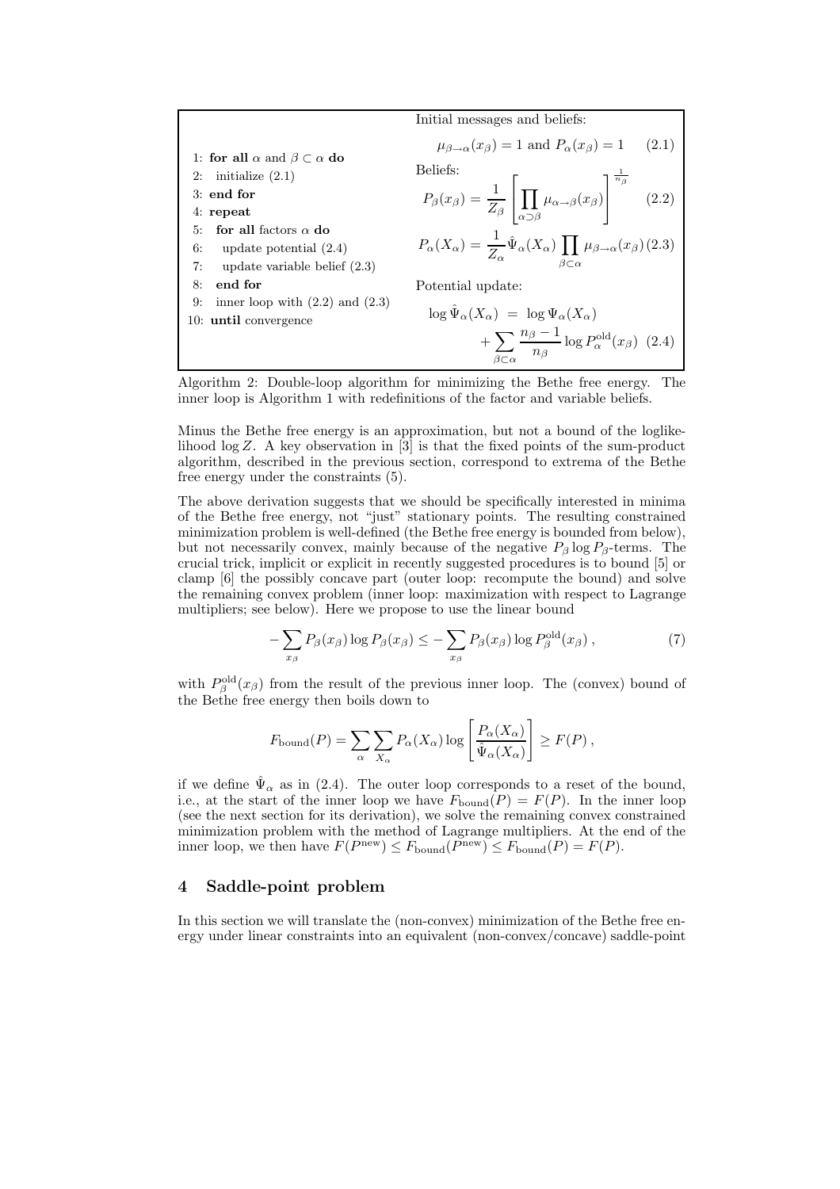```
1: for all α and β ⊂ α do
2:   initialize (2.1)
3: end for
4: repeat
5:   for all factors α do
6:     update potential (2.4)
7:     update variable belief (2.3)
8:   end for
9:   inner loop with (2.2) and (2.3)
10: until convergence
```

Initial messages and beliefs:

$$\mu_{\beta\to\alpha}(x_\beta) = 1 \text{ and } P_\alpha(x_\beta) = 1 \qquad (2.1)$$

Beliefs:

$$P_\beta(x_\beta) = \frac{1}{Z_\beta}\left[\prod_{\alpha\supset\beta}\mu_{\alpha\to\beta}(x_\beta)\right]^{\frac{1}{n_\beta}} \qquad (2.2)$$

$$P_\alpha(X_\alpha) = \frac{1}{Z_\alpha}\hat{\Psi}_\alpha(X_\alpha)\prod_{\beta\subset\alpha}\mu_{\beta\to\alpha}(x_\beta) \qquad (2.3)$$

Potential update:

$$\log\hat{\Psi}_\alpha(X_\alpha) = \log\Psi_\alpha(X_\alpha) + \sum_{\beta\subset\alpha}\frac{n_\beta - 1}{n_\beta}\log P^{\text{old}}_\alpha(x_\beta) \qquad (2.4)$$

Algorithm 2: Double-loop algorithm for minimizing the Bethe free energy. The inner loop is Algorithm 1 with redefinitions of the factor and variable beliefs.

Minus the Bethe free energy is an approximation, but not a bound of the loglikelihood $\log Z$. A key observation in [3] is that the fixed points of the sum-product algorithm, described in the previous section, correspond to extrema of the Bethe free energy under the constraints (5).

The above derivation suggests that we should be specifically interested in minima of the Bethe free energy, not "just" stationary points. The resulting constrained minimization problem is well-defined (the Bethe free energy is bounded from below), but not necessarily convex, mainly because of the negative $P_\beta \log P_\beta$-terms. The crucial trick, implicit or explicit in recently suggested procedures is to bound [5] or clamp [6] the possibly concave part (outer loop: recompute the bound) and solve the remaining convex problem (inner loop: maximization with respect to Lagrange multipliers; see below). Here we propose to use the linear bound

$$-\sum_{x_\beta} P_\beta(x_\beta)\log P_\beta(x_\beta) \leq -\sum_{x_\beta} P_\beta(x_\beta)\log P^{\text{old}}_\beta(x_\beta)\,, \qquad (7)$$

with $P^{\text{old}}_\beta(x_\beta)$ from the result of the previous inner loop. The (convex) bound of the Bethe free energy then boils down to

$$F_{\text{bound}}(P) = \sum_\alpha\sum_{X_\alpha} P_\alpha(X_\alpha)\log\left[\frac{P_\alpha(X_\alpha)}{\hat{\Psi}_\alpha(X_\alpha)}\right] \geq F(P)\,,$$

if we define $\hat{\Psi}_\alpha$ as in (2.4). The outer loop corresponds to a reset of the bound, i.e., at the start of the inner loop we have $F_{\text{bound}}(P) = F(P)$. In the inner loop (see the next section for its derivation), we solve the remaining convex constrained minimization problem with the method of Lagrange multipliers. At the end of the inner loop, we then have $F(P^{\text{new}}) \leq F_{\text{bound}}(P^{\text{new}}) \leq F_{\text{bound}}(P) = F(P)$.

## 4 Saddle-point problem

In this section we will translate the (non-convex) minimization of the Bethe free energy under linear constraints into an equivalent (non-convex/concave) saddle-point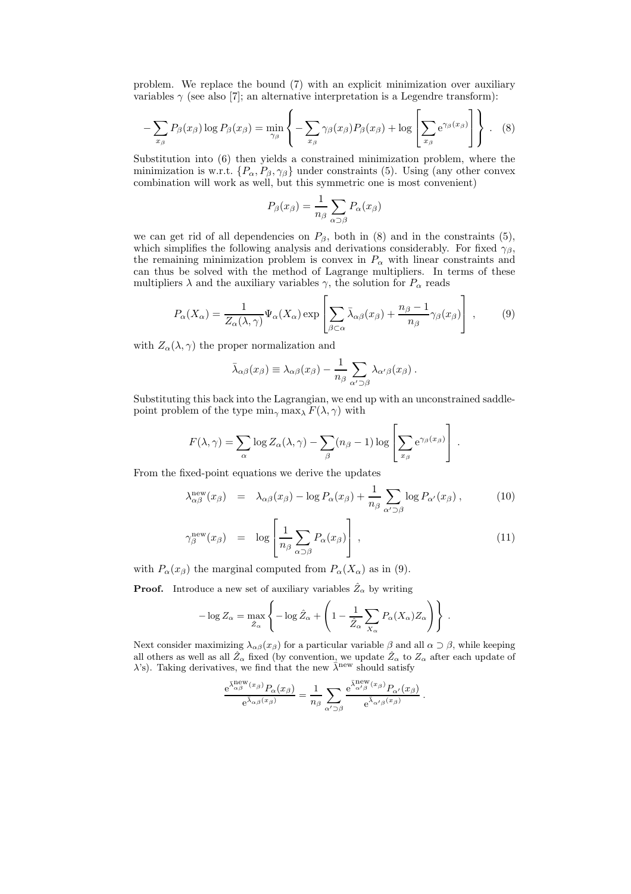problem. We replace the bound (7) with an explicit minimization over auxiliary variables $\gamma$ (see also [7]; an alternative interpretation is a Legendre transform):

$$-\sum_{x_\beta} P_\beta(x_\beta) \log P_\beta(x_\beta) = \min_{\gamma_\beta} \left\{ -\sum_{x_\beta} \gamma_\beta(x_\beta) P_\beta(x_\beta) + \log \left[ \sum_{x_\beta} e^{\gamma_\beta(x_\beta)} \right] \right\} . \quad (8)$$

Substitution into (6) then yields a constrained minimization problem, where the minimization is w.r.t. $\{P_\alpha, P_\beta, \gamma_\beta\}$ under constraints (5). Using (any other convex combination will work as well, but this symmetric one is most convenient)

$$P_\beta(x_\beta) = \frac{1}{n_\beta} \sum_{\alpha \supset \beta} P_\alpha(x_\beta)$$

we can get rid of all dependencies on $P_\beta$, both in (8) and in the constraints (5), which simplifies the following analysis and derivations considerably. For fixed $\gamma_\beta$, the remaining minimization problem is convex in $P_\alpha$ with linear constraints and can thus be solved with the method of Lagrange multipliers. In terms of these multipliers $\lambda$ and the auxiliary variables $\gamma$, the solution for $P_\alpha$ reads

$$P_\alpha(X_\alpha) = \frac{1}{Z_\alpha(\lambda, \gamma)} \Psi_\alpha(X_\alpha) \exp \left[ \sum_{\beta \subset \alpha} \bar{\lambda}_{\alpha\beta}(x_\beta) + \frac{n_\beta - 1}{n_\beta} \gamma_\beta(x_\beta) \right] , \quad (9)$$

with $Z_\alpha(\lambda, \gamma)$ the proper normalization and

$$\bar{\lambda}_{\alpha\beta}(x_\beta) \equiv \lambda_{\alpha\beta}(x_\beta) - \frac{1}{n_\beta} \sum_{\alpha' \supset \beta} \lambda_{\alpha'\beta}(x_\beta) .$$

Substituting this back into the Lagrangian, we end up with an unconstrained saddle-point problem of the type $\min_\gamma \max_\lambda F(\lambda, \gamma)$ with

$$F(\lambda, \gamma) = \sum_\alpha \log Z_\alpha(\lambda, \gamma) - \sum_\beta (n_\beta - 1) \log \left[ \sum_{x_\beta} e^{\gamma_\beta(x_\beta)} \right] .$$

From the fixed-point equations we derive the updates

$$\lambda^{\text{new}}_{\alpha\beta}(x_\beta) = \lambda_{\alpha\beta}(x_\beta) - \log P_\alpha(x_\beta) + \frac{1}{n_\beta} \sum_{\alpha' \supset \beta} \log P_{\alpha'}(x_\beta) , \quad (10)$$

$$\gamma^{\text{new}}_\beta(x_\beta) = \log \left[ \frac{1}{n_\beta} \sum_{\alpha \supset \beta} P_\alpha(x_\beta) \right] , \quad (11)$$

with $P_\alpha(x_\beta)$ the marginal computed from $P_\alpha(X_\alpha)$ as in (9).

**Proof.** Introduce a new set of auxiliary variables $\hat{Z}_\alpha$ by writing

$$-\log Z_\alpha = \max_{\hat{Z}_\alpha} \left\{ -\log \hat{Z}_\alpha + \left( 1 - \frac{1}{\hat{Z}_\alpha} \sum_{X_\alpha} P_\alpha(X_\alpha) Z_\alpha \right) \right\} .$$

Next consider maximizing $\lambda_{\alpha\beta}(x_\beta)$ for a particular variable $\beta$ and all $\alpha \supset \beta$, while keeping all others as well as all $\hat{Z}_\alpha$ fixed (by convention, we update $\hat{Z}_\alpha$ to $Z_\alpha$ after each update of $\lambda$'s). Taking derivatives, we find that the new $\bar{\lambda}^{\text{new}}$ should satisfy

$$\frac{e^{\bar{\lambda}^{\text{new}}_{\alpha\beta}(x_\beta)} P_\alpha(x_\beta)}{e^{\bar{\lambda}_{\alpha\beta}(x_\beta)}} = \frac{1}{n_\beta} \sum_{\alpha' \supset \beta} \frac{e^{\bar{\lambda}^{\text{new}}_{\alpha'\beta}(x_\beta)} P_{\alpha'}(x_\beta)}{e^{\bar{\lambda}_{\alpha'\beta}(x_\beta)}} .$$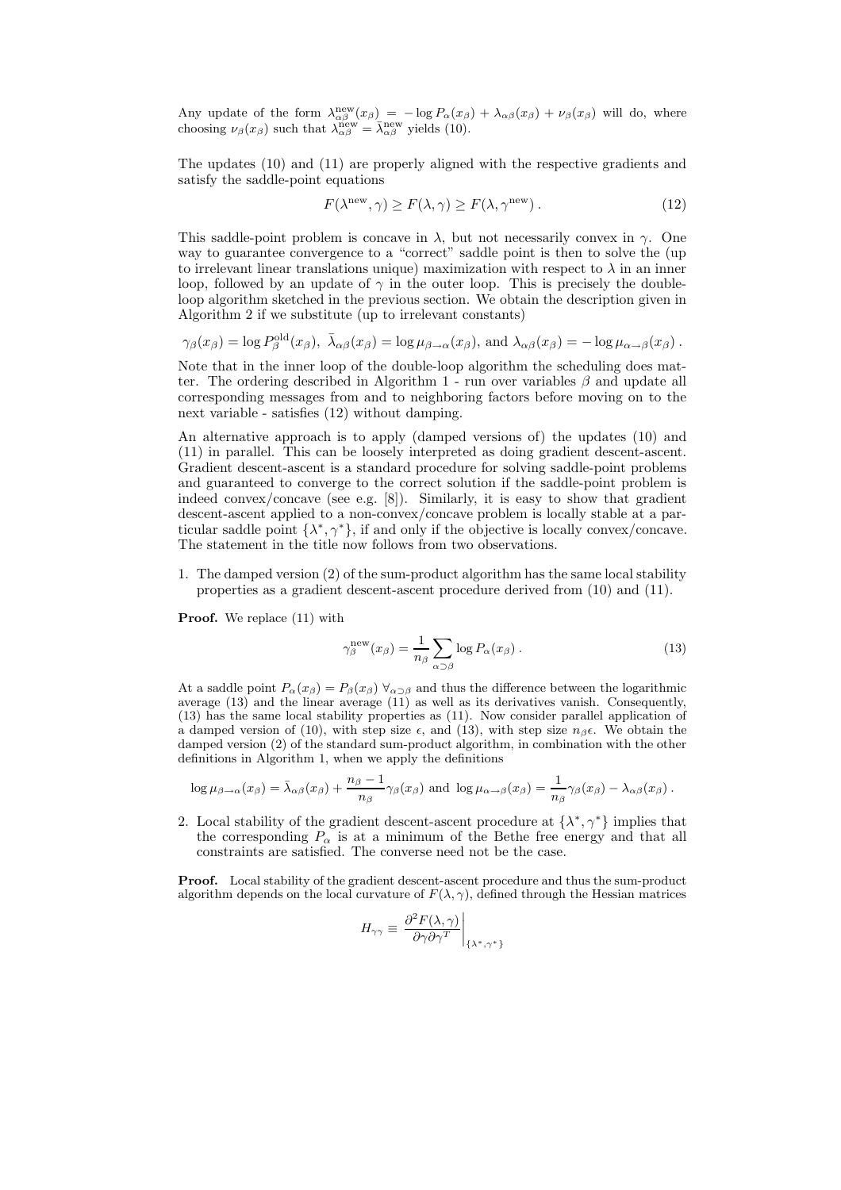Any update of the form $\lambda^{\text{new}}_{\alpha\beta}(x_\beta) = -\log P_\alpha(x_\beta) + \lambda_{\alpha\beta}(x_\beta) + \nu_\beta(x_\beta)$ will do, where choosing $\nu_\beta(x_\beta)$ such that $\lambda^{\text{new}}_{\alpha\beta} = \bar{\lambda}^{\text{new}}_{\alpha\beta}$ yields (10).

The updates (10) and (11) are properly aligned with the respective gradients and satisfy the saddle-point equations

$$F(\lambda^{\text{new}}, \gamma) \geq F(\lambda, \gamma) \geq F(\lambda, \gamma^{\text{new}}) \,. \tag{12}$$

This saddle-point problem is concave in $\lambda$, but not necessarily convex in $\gamma$. One way to guarantee convergence to a "correct" saddle point is then to solve the (up to irrelevant linear translations unique) maximization with respect to $\lambda$ in an inner loop, followed by an update of $\gamma$ in the outer loop. This is precisely the double-loop algorithm sketched in the previous section. We obtain the description given in Algorithm 2 if we substitute (up to irrelevant constants)

$$\gamma_\beta(x_\beta) = \log P^{\text{old}}_\beta(x_\beta),\ \bar{\lambda}_{\alpha\beta}(x_\beta) = \log \mu_{\beta\to\alpha}(x_\beta), \text{ and } \lambda_{\alpha\beta}(x_\beta) = -\log \mu_{\alpha\to\beta}(x_\beta) \,.$$

Note that in the inner loop of the double-loop algorithm the scheduling does matter. The ordering described in Algorithm 1 - run over variables $\beta$ and update all corresponding messages from and to neighboring factors before moving on to the next variable - satisfies (12) without damping.

An alternative approach is to apply (damped versions of) the updates (10) and (11) in parallel. This can be loosely interpreted as doing gradient descent-ascent. Gradient descent-ascent is a standard procedure for solving saddle-point problems and guaranteed to converge to the correct solution if the saddle-point problem is indeed convex/concave (see e.g. [8]). Similarly, it is easy to show that gradient descent-ascent applied to a non-convex/concave problem is locally stable at a particular saddle point $\{\lambda^*, \gamma^*\}$, if and only if the objective is locally convex/concave. The statement in the title now follows from two observations.

1. The damped version (2) of the sum-product algorithm has the same local stability properties as a gradient descent-ascent procedure derived from (10) and (11).

**Proof.** We replace (11) with

$$\gamma^{\text{new}}_\beta(x_\beta) = \frac{1}{n_\beta} \sum_{\alpha\supset\beta} \log P_\alpha(x_\beta) \,. \tag{13}$$

At a saddle point $P_\alpha(x_\beta) = P_\beta(x_\beta)\ \forall_{\alpha\supset\beta}$ and thus the difference between the logarithmic average (13) and the linear average (11) as well as its derivatives vanish. Consequently, (13) has the same local stability properties as (11). Now consider parallel application of a damped version of (10), with step size $\epsilon$, and (13), with step size $n_\beta\epsilon$. We obtain the damped version (2) of the standard sum-product algorithm, in combination with the other definitions in Algorithm 1, when we apply the definitions

$$\log \mu_{\beta\to\alpha}(x_\beta) = \bar{\lambda}_{\alpha\beta}(x_\beta) + \frac{n_\beta - 1}{n_\beta}\gamma_\beta(x_\beta) \text{ and } \log \mu_{\alpha\to\beta}(x_\beta) = \frac{1}{n_\beta}\gamma_\beta(x_\beta) - \lambda_{\alpha\beta}(x_\beta) \,.$$

2. Local stability of the gradient descent-ascent procedure at $\{\lambda^*, \gamma^*\}$ implies that the corresponding $P_\alpha$ is at a minimum of the Bethe free energy and that all constraints are satisfied. The converse need not be the case.

**Proof.** Local stability of the gradient descent-ascent procedure and thus the sum-product algorithm depends on the local curvature of $F(\lambda, \gamma)$, defined through the Hessian matrices

$$H_{\gamma\gamma} \equiv \left. \frac{\partial^2 F(\lambda, \gamma)}{\partial\gamma\partial\gamma^T} \right|_{\{\lambda^*, \gamma^*\}}$$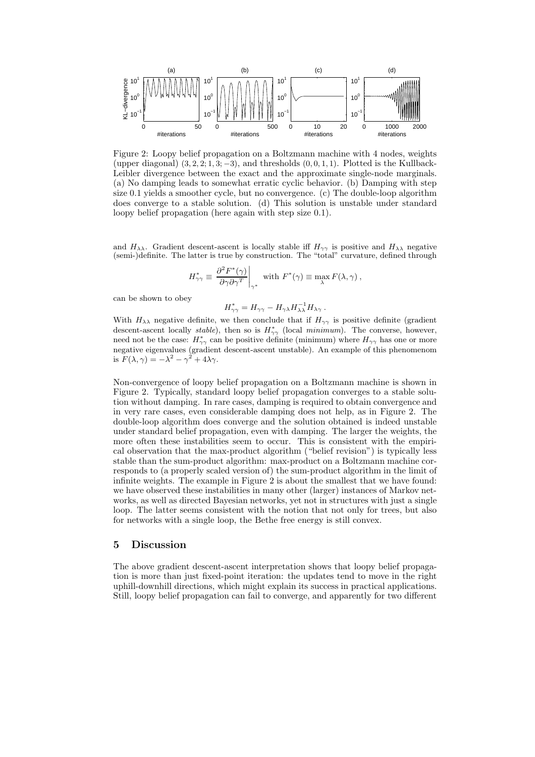Figure 2: Loopy belief propagation on a Boltzmann machine with 4 nodes, weights (upper diagonal) $(3, 2, 2; 1, 3; -3)$, and thresholds $(0, 0, 1, 1)$. Plotted is the Kullback-Leibler divergence between the exact and the approximate single-node marginals. (a) No damping leads to somewhat erratic cyclic behavior. (b) Damping with step size 0.1 yields a smoother cycle, but no convergence. (c) The double-loop algorithm does converge to a stable solution. (d) This solution is unstable under standard loopy belief propagation (here again with step size 0.1).

and $H_{\lambda\lambda}$. Gradient descent-ascent is locally stable iff $H_{\gamma\gamma}$ is positive and $H_{\lambda\lambda}$ negative (semi-)definite. The latter is true by construction. The "total" curvature, defined through

$$H^*_{\gamma\gamma} \equiv \left. \frac{\partial^2 F^*(\gamma)}{\partial\gamma\partial\gamma^T} \right|_{\gamma^*} \quad \text{with } F^*(\gamma) \equiv \max_\lambda F(\lambda, \gamma) \,,$$

can be shown to obey

$$H^*_{\gamma\gamma} = H_{\gamma\gamma} - H_{\gamma\lambda} H^{-1}_{\lambda\lambda} H_{\lambda\gamma} \,.$$

With $H_{\lambda\lambda}$ negative definite, we then conclude that if $H_{\gamma\gamma}$ is positive definite (gradient descent-ascent locally *stable*), then so is $H^*_{\gamma\gamma}$ (local *minimum*). The converse, however, need not be the case: $H^*_{\gamma\gamma}$ can be positive definite (minimum) where $H_{\gamma\gamma}$ has one or more negative eigenvalues (gradient descent-ascent unstable). An example of this phenomenom is $F(\lambda, \gamma) = -\lambda^2 - \gamma^2 + 4\lambda\gamma$.

Non-convergence of loopy belief propagation on a Boltzmann machine is shown in Figure 2. Typically, standard loopy belief propagation converges to a stable solution without damping. In rare cases, damping is required to obtain convergence and in very rare cases, even considerable damping does not help, as in Figure 2. The double-loop algorithm does converge and the solution obtained is indeed unstable under standard belief propagation, even with damping. The larger the weights, the more often these instabilities seem to occur. This is consistent with the empirical observation that the max-product algorithm ("belief revision") is typically less stable than the sum-product algorithm: max-product on a Boltzmann machine corresponds to (a properly scaled version of) the sum-product algorithm in the limit of infinite weights. The example in Figure 2 is about the smallest that we have found: we have observed these instabilities in many other (larger) instances of Markov networks, as well as directed Bayesian networks, yet not in structures with just a single loop. The latter seems consistent with the notion that not only for trees, but also for networks with a single loop, the Bethe free energy is still convex.

## 5 Discussion

The above gradient descent-ascent interpretation shows that loopy belief propagation is more than just fixed-point iteration: the updates tend to move in the right uphill-downhill directions, which might explain its success in practical applications. Still, loopy belief propagation can fail to converge, and apparently for two different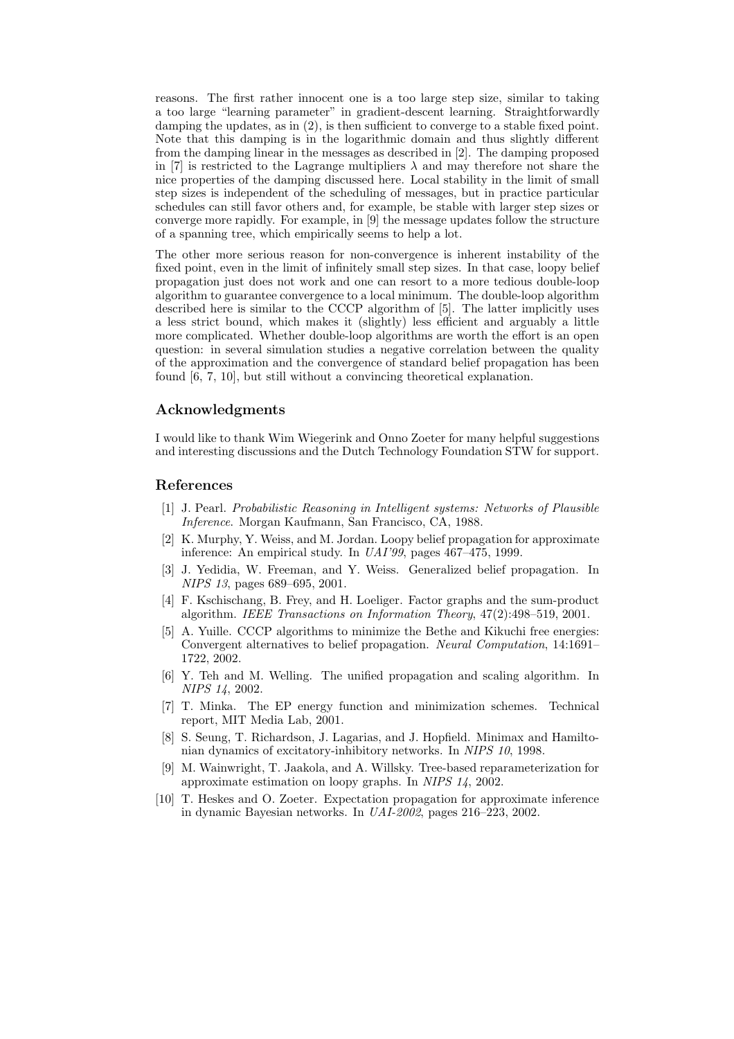reasons. The first rather innocent one is a too large step size, similar to taking a too large "learning parameter" in gradient-descent learning. Straightforwardly damping the updates, as in (2), is then sufficient to converge to a stable fixed point. Note that this damping is in the logarithmic domain and thus slightly different from the damping linear in the messages as described in [2]. The damping proposed in [7] is restricted to the Lagrange multipliers $\lambda$ and may therefore not share the nice properties of the damping discussed here. Local stability in the limit of small step sizes is independent of the scheduling of messages, but in practice particular schedules can still favor others and, for example, be stable with larger step sizes or converge more rapidly. For example, in [9] the message updates follow the structure of a spanning tree, which empirically seems to help a lot.

The other more serious reason for non-convergence is inherent instability of the fixed point, even in the limit of infinitely small step sizes. In that case, loopy belief propagation just does not work and one can resort to a more tedious double-loop algorithm to guarantee convergence to a local minimum. The double-loop algorithm described here is similar to the CCCP algorithm of [5]. The latter implicitly uses a less strict bound, which makes it (slightly) less efficient and arguably a little more complicated. Whether double-loop algorithms are worth the effort is an open question: in several simulation studies a negative correlation between the quality of the approximation and the convergence of standard belief propagation has been found [6, 7, 10], but still without a convincing theoretical explanation.

## Acknowledgments

I would like to thank Wim Wiegerink and Onno Zoeter for many helpful suggestions and interesting discussions and the Dutch Technology Foundation STW for support.

## References

[1] J. Pearl. *Probabilistic Reasoning in Intelligent systems: Networks of Plausible Inference*. Morgan Kaufmann, San Francisco, CA, 1988.

[2] K. Murphy, Y. Weiss, and M. Jordan. Loopy belief propagation for approximate inference: An empirical study. In *UAI'99*, pages 467–475, 1999.

[3] J. Yedidia, W. Freeman, and Y. Weiss. Generalized belief propagation. In *NIPS 13*, pages 689–695, 2001.

[4] F. Kschischang, B. Frey, and H. Loeliger. Factor graphs and the sum-product algorithm. *IEEE Transactions on Information Theory*, 47(2):498–519, 2001.

[5] A. Yuille. CCCP algorithms to minimize the Bethe and Kikuchi free energies: Convergent alternatives to belief propagation. *Neural Computation*, 14:1691–1722, 2002.

[6] Y. Teh and M. Welling. The unified propagation and scaling algorithm. In *NIPS 14*, 2002.

[7] T. Minka. The EP energy function and minimization schemes. Technical report, MIT Media Lab, 2001.

[8] S. Seung, T. Richardson, J. Lagarias, and J. Hopfield. Minimax and Hamiltonian dynamics of excitatory-inhibitory networks. In *NIPS 10*, 1998.

[9] M. Wainwright, T. Jaakola, and A. Willsky. Tree-based reparameterization for approximate estimation on loopy graphs. In *NIPS 14*, 2002.

[10] T. Heskes and O. Zoeter. Expectation propagation for approximate inference in dynamic Bayesian networks. In *UAI-2002*, pages 216–223, 2002.